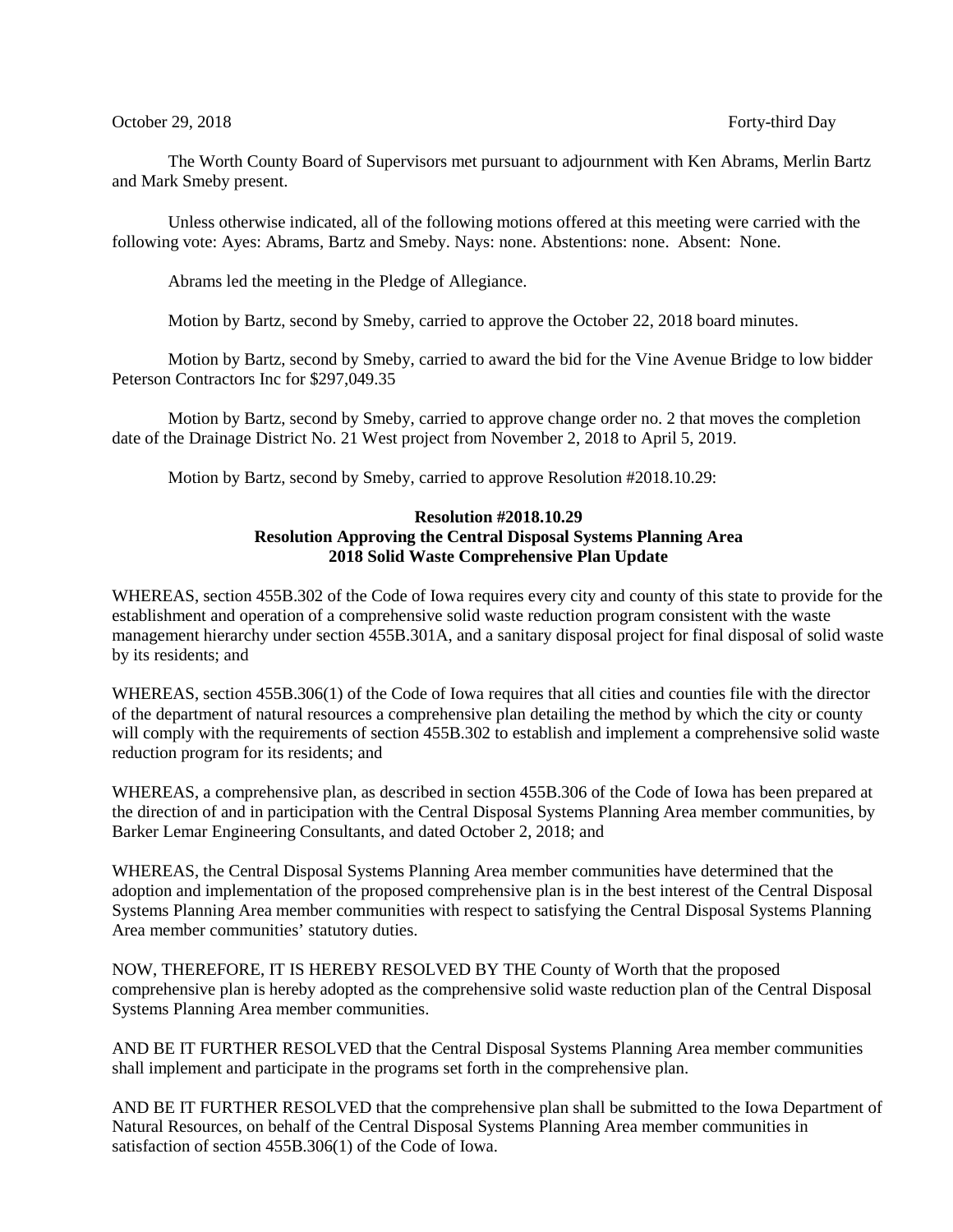October 29, 2018 Forty-third Day

The Worth County Board of Supervisors met pursuant to adjournment with Ken Abrams, Merlin Bartz and Mark Smeby present.

Unless otherwise indicated, all of the following motions offered at this meeting were carried with the following vote: Ayes: Abrams, Bartz and Smeby. Nays: none. Abstentions: none. Absent: None.

Abrams led the meeting in the Pledge of Allegiance.

Motion by Bartz, second by Smeby, carried to approve the October 22, 2018 board minutes.

Motion by Bartz, second by Smeby, carried to award the bid for the Vine Avenue Bridge to low bidder Peterson Contractors Inc for $297,049.35

Motion by Bartz, second by Smeby, carried to approve change order no. 2 that moves the completion date of the Drainage District No. 21 West project from November 2, 2018 to April 5, 2019.

Motion by Bartz, second by Smeby, carried to approve Resolution #2018.10.29:

**Resolution #2018.10.29**
**Resolution Approving the Central Disposal Systems Planning Area**
**2018 Solid Waste Comprehensive Plan Update**

WHEREAS, section 455B.302 of the Code of Iowa requires every city and county of this state to provide for the establishment and operation of a comprehensive solid waste reduction program consistent with the waste management hierarchy under section 455B.301A, and a sanitary disposal project for final disposal of solid waste by its residents; and

WHEREAS, section 455B.306(1) of the Code of Iowa requires that all cities and counties file with the director of the department of natural resources a comprehensive plan detailing the method by which the city or county will comply with the requirements of section 455B.302 to establish and implement a comprehensive solid waste reduction program for its residents; and

WHEREAS, a comprehensive plan, as described in section 455B.306 of the Code of Iowa has been prepared at the direction of and in participation with the Central Disposal Systems Planning Area member communities, by Barker Lemar Engineering Consultants, and dated October 2, 2018; and

WHEREAS, the Central Disposal Systems Planning Area member communities have determined that the adoption and implementation of the proposed comprehensive plan is in the best interest of the Central Disposal Systems Planning Area member communities with respect to satisfying the Central Disposal Systems Planning Area member communities' statutory duties.

NOW, THEREFORE, IT IS HEREBY RESOLVED BY THE County of Worth that the proposed comprehensive plan is hereby adopted as the comprehensive solid waste reduction plan of the Central Disposal Systems Planning Area member communities.

AND BE IT FURTHER RESOLVED that the Central Disposal Systems Planning Area member communities shall implement and participate in the programs set forth in the comprehensive plan.

AND BE IT FURTHER RESOLVED that the comprehensive plan shall be submitted to the Iowa Department of Natural Resources, on behalf of the Central Disposal Systems Planning Area member communities in satisfaction of section 455B.306(1) of the Code of Iowa.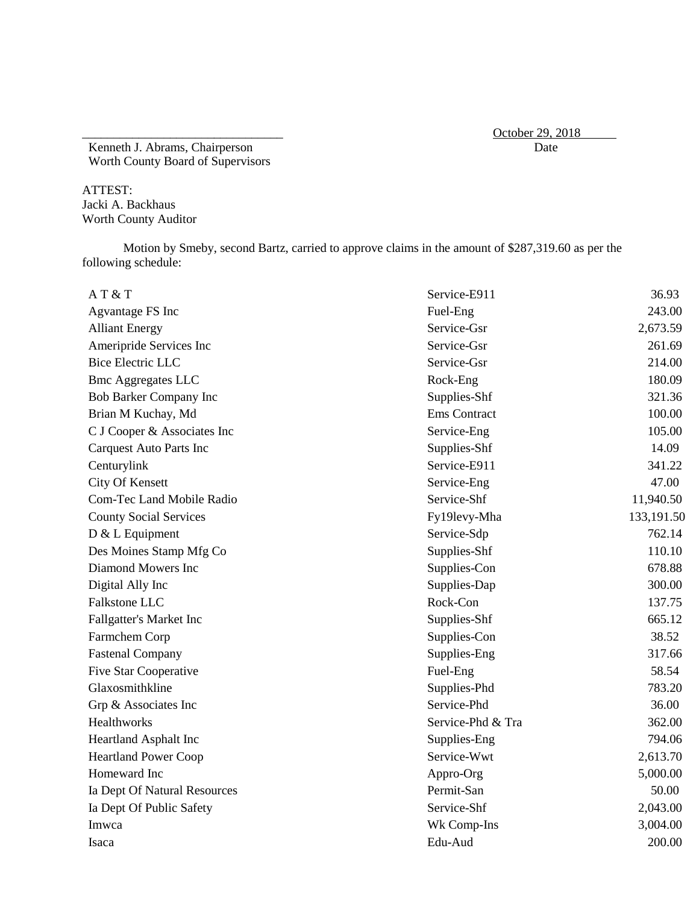Kenneth J. Abrams, Chairperson
Worth County Board of Supervisors

October 29, 2018
Date

ATTEST:
Jacki A. Backhaus
Worth County Auditor

Motion by Smeby, second Bartz, carried to approve claims in the amount of $287,319.60 as per the following schedule:

| | | |
|---|---|---|
| A T & T | Service-E911 | 36.93 |
| Agvantage FS Inc | Fuel-Eng | 243.00 |
| Alliant Energy | Service-Gsr | 2,673.59 |
| Ameripride Services Inc | Service-Gsr | 261.69 |
| Bice Electric LLC | Service-Gsr | 214.00 |
| Bmc Aggregates LLC | Rock-Eng | 180.09 |
| Bob Barker Company Inc | Supplies-Shf | 321.36 |
| Brian M Kuchay, Md | Ems Contract | 100.00 |
| C J Cooper & Associates Inc | Service-Eng | 105.00 |
| Carquest Auto Parts Inc | Supplies-Shf | 14.09 |
| Centurylink | Service-E911 | 341.22 |
| City Of Kensett | Service-Eng | 47.00 |
| Com-Tec Land Mobile Radio | Service-Shf | 11,940.50 |
| County Social Services | Fy19levy-Mha | 133,191.50 |
| D & L Equipment | Service-Sdp | 762.14 |
| Des Moines Stamp Mfg Co | Supplies-Shf | 110.10 |
| Diamond Mowers Inc | Supplies-Con | 678.88 |
| Digital Ally Inc | Supplies-Dap | 300.00 |
| Falkstone LLC | Rock-Con | 137.75 |
| Fallgatter's Market Inc | Supplies-Shf | 665.12 |
| Farmchem Corp | Supplies-Con | 38.52 |
| Fastenal Company | Supplies-Eng | 317.66 |
| Five Star Cooperative | Fuel-Eng | 58.54 |
| Glaxosmithkline | Supplies-Phd | 783.20 |
| Grp & Associates Inc | Service-Phd | 36.00 |
| Healthworks | Service-Phd & Tra | 362.00 |
| Heartland Asphalt Inc | Supplies-Eng | 794.06 |
| Heartland Power Coop | Service-Wwt | 2,613.70 |
| Homeward Inc | Appro-Org | 5,000.00 |
| Ia Dept Of Natural Resources | Permit-San | 50.00 |
| Ia Dept Of Public Safety | Service-Shf | 2,043.00 |
| Imwca | Wk Comp-Ins | 3,004.00 |
| Isaca | Edu-Aud | 200.00 |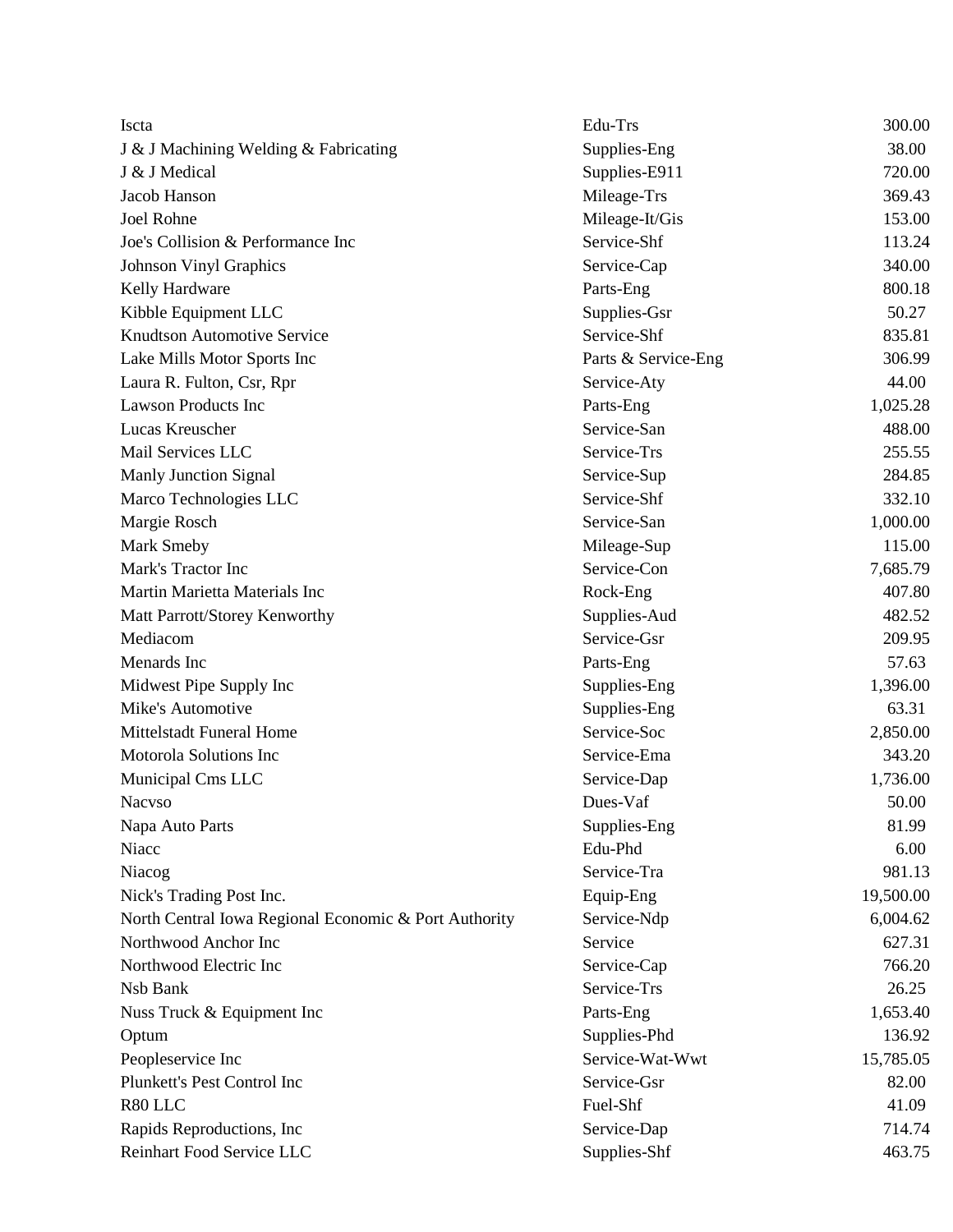| | | |
|---|---|---|
| Iscta | Edu-Trs | 300.00 |
| J & J Machining Welding & Fabricating | Supplies-Eng | 38.00 |
| J & J Medical | Supplies-E911 | 720.00 |
| Jacob Hanson | Mileage-Trs | 369.43 |
| Joel Rohne | Mileage-It/Gis | 153.00 |
| Joe's Collision & Performance Inc | Service-Shf | 113.24 |
| Johnson Vinyl Graphics | Service-Cap | 340.00 |
| Kelly Hardware | Parts-Eng | 800.18 |
| Kibble Equipment LLC | Supplies-Gsr | 50.27 |
| Knudtson Automotive Service | Service-Shf | 835.81 |
| Lake Mills Motor Sports Inc | Parts & Service-Eng | 306.99 |
| Laura R. Fulton, Csr, Rpr | Service-Aty | 44.00 |
| Lawson Products Inc | Parts-Eng | 1,025.28 |
| Lucas Kreuscher | Service-San | 488.00 |
| Mail Services LLC | Service-Trs | 255.55 |
| Manly Junction Signal | Service-Sup | 284.85 |
| Marco Technologies LLC | Service-Shf | 332.10 |
| Margie Rosch | Service-San | 1,000.00 |
| Mark Smeby | Mileage-Sup | 115.00 |
| Mark's Tractor Inc | Service-Con | 7,685.79 |
| Martin Marietta Materials Inc | Rock-Eng | 407.80 |
| Matt Parrott/Storey Kenworthy | Supplies-Aud | 482.52 |
| Mediacom | Service-Gsr | 209.95 |
| Menards Inc | Parts-Eng | 57.63 |
| Midwest Pipe Supply Inc | Supplies-Eng | 1,396.00 |
| Mike's Automotive | Supplies-Eng | 63.31 |
| Mittelstadt Funeral Home | Service-Soc | 2,850.00 |
| Motorola Solutions Inc | Service-Ema | 343.20 |
| Municipal Cms LLC | Service-Dap | 1,736.00 |
| Nacvso | Dues-Vaf | 50.00 |
| Napa Auto Parts | Supplies-Eng | 81.99 |
| Niacc | Edu-Phd | 6.00 |
| Niacog | Service-Tra | 981.13 |
| Nick's Trading Post Inc. | Equip-Eng | 19,500.00 |
| North Central Iowa Regional Economic & Port Authority | Service-Ndp | 6,004.62 |
| Northwood Anchor Inc | Service | 627.31 |
| Northwood Electric Inc | Service-Cap | 766.20 |
| Nsb Bank | Service-Trs | 26.25 |
| Nuss Truck & Equipment Inc | Parts-Eng | 1,653.40 |
| Optum | Supplies-Phd | 136.92 |
| Peopleservice Inc | Service-Wat-Wwt | 15,785.05 |
| Plunkett's Pest Control Inc | Service-Gsr | 82.00 |
| R80 LLC | Fuel-Shf | 41.09 |
| Rapids Reproductions, Inc | Service-Dap | 714.74 |
| Reinhart Food Service LLC | Supplies-Shf | 463.75 |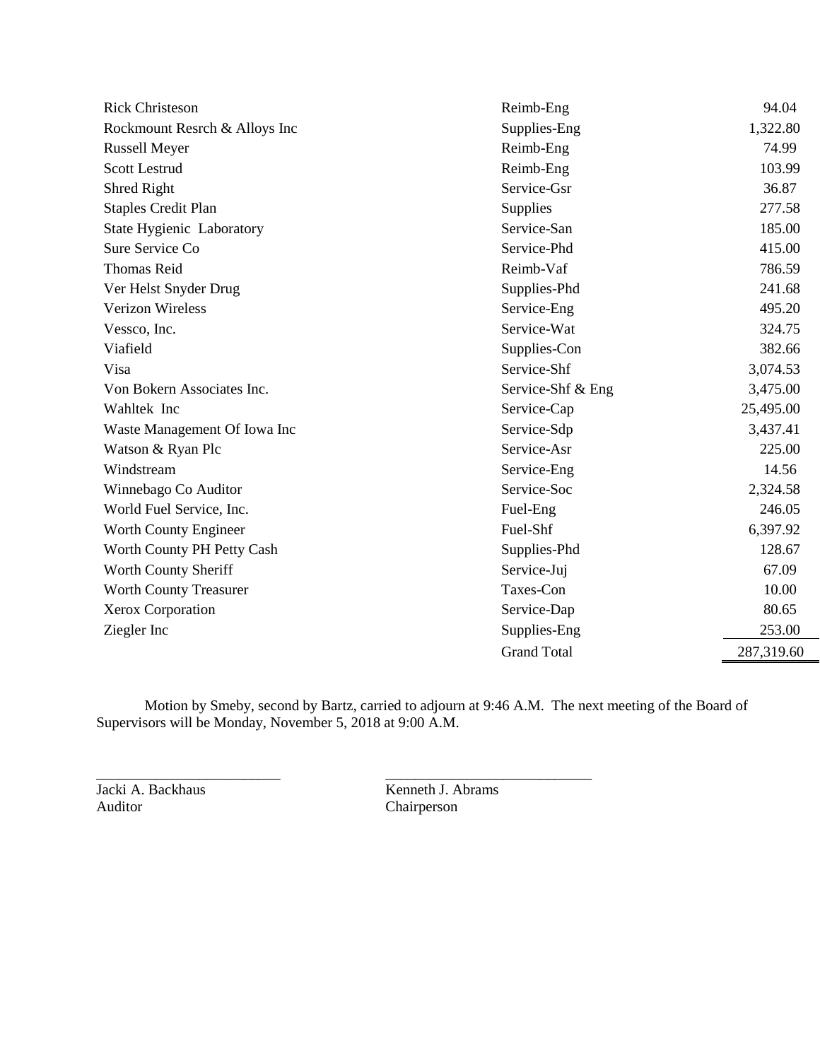| | | |
|---|---|---|
| Rick Christeson | Reimb-Eng | 94.04 |
| Rockmount Resrch & Alloys Inc | Supplies-Eng | 1,322.80 |
| Russell Meyer | Reimb-Eng | 74.99 |
| Scott Lestrud | Reimb-Eng | 103.99 |
| Shred Right | Service-Gsr | 36.87 |
| Staples Credit Plan | Supplies | 277.58 |
| State Hygienic Laboratory | Service-San | 185.00 |
| Sure Service Co | Service-Phd | 415.00 |
| Thomas Reid | Reimb-Vaf | 786.59 |
| Ver Helst Snyder Drug | Supplies-Phd | 241.68 |
| Verizon Wireless | Service-Eng | 495.20 |
| Vessco, Inc. | Service-Wat | 324.75 |
| Viafield | Supplies-Con | 382.66 |
| Visa | Service-Shf | 3,074.53 |
| Von Bokern Associates Inc. | Service-Shf & Eng | 3,475.00 |
| Wahltek Inc | Service-Cap | 25,495.00 |
| Waste Management Of Iowa Inc | Service-Sdp | 3,437.41 |
| Watson & Ryan Plc | Service-Asr | 225.00 |
| Windstream | Service-Eng | 14.56 |
| Winnebago Co Auditor | Service-Soc | 2,324.58 |
| World Fuel Service, Inc. | Fuel-Eng | 246.05 |
| Worth County Engineer | Fuel-Shf | 6,397.92 |
| Worth County PH Petty Cash | Supplies-Phd | 128.67 |
| Worth County Sheriff | Service-Juj | 67.09 |
| Worth County Treasurer | Taxes-Con | 10.00 |
| Xerox Corporation | Service-Dap | 80.65 |
| Ziegler Inc | Supplies-Eng | 253.00 |
| | Grand Total | 287,319.60 |

Motion by Smeby, second by Bartz, carried to adjourn at 9:46 A.M. The next meeting of the Board of Supervisors will be Monday, November 5, 2018 at 9:00 A.M.

_________________________ 
Jacki A. Backhaus 
Auditor

_________________________ 
Kenneth J. Abrams 
Chairperson